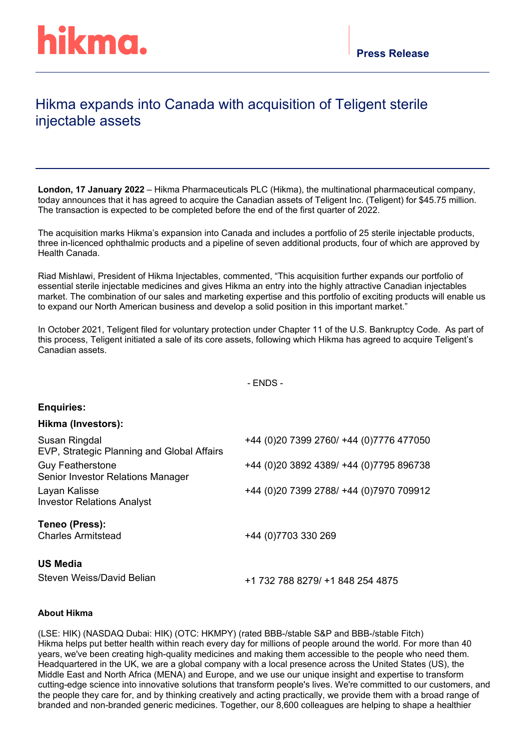hikma.

**Press Release**

# Hikma expands into Canada with acquisition of Teligent sterile injectable assets

**London, 17 January 2022** – Hikma Pharmaceuticals PLC (Hikma), the multinational pharmaceutical company, today announces that it has agreed to acquire the Canadian assets of Teligent Inc. (Teligent) for $45.75 million. The transaction is expected to be completed before the end of the first quarter of 2022.

The acquisition marks Hikma's expansion into Canada and includes a portfolio of 25 sterile injectable products, three in-licenced ophthalmic products and a pipeline of seven additional products, four of which are approved by Health Canada.

Riad Mishlawi, President of Hikma Injectables, commented, "This acquisition further expands our portfolio of essential sterile injectable medicines and gives Hikma an entry into the highly attractive Canadian injectables market. The combination of our sales and marketing expertise and this portfolio of exciting products will enable us to expand our North American business and develop a solid position in this important market."

In October 2021, Teligent filed for voluntary protection under Chapter 11 of the U.S. Bankruptcy Code. As part of this process, Teligent initiated a sale of its core assets, following which Hikma has agreed to acquire Teligent's Canadian assets.

- ENDS -

**Enquiries:**

**Hikma (Investors):**

| | |
|---|---|
| Susan Ringdal<br>EVP, Strategic Planning and Global Affairs | +44 (0)20 7399 2760/ +44 (0)7776 477050 |
| Guy Featherstone<br>Senior Investor Relations Manager | +44 (0)20 3892 4389/ +44 (0)7795 896738 |
| Layan Kalisse<br>Investor Relations Analyst | +44 (0)20 7399 2788/ +44 (0)7970 709912 |

**Teneo (Press):**

| | |
|---|---|
| Charles Armitstead | +44 (0)7703 330 269 |

**US Media**

| | |
|---|---|
| Steven Weiss/David Belian | +1 732 788 8279/ +1 848 254 4875 |

**About Hikma**

(LSE: HIK) (NASDAQ Dubai: HIK) (OTC: HKMPY) (rated BBB-/stable S&P and BBB-/stable Fitch)
Hikma helps put better health within reach every day for millions of people around the world. For more than 40 years, we've been creating high-quality medicines and making them accessible to the people who need them. Headquartered in the UK, we are a global company with a local presence across the United States (US), the Middle East and North Africa (MENA) and Europe, and we use our unique insight and expertise to transform cutting-edge science into innovative solutions that transform people's lives. We're committed to our customers, and the people they care for, and by thinking creatively and acting practically, we provide them with a broad range of branded and non-branded generic medicines. Together, our 8,600 colleagues are helping to shape a healthier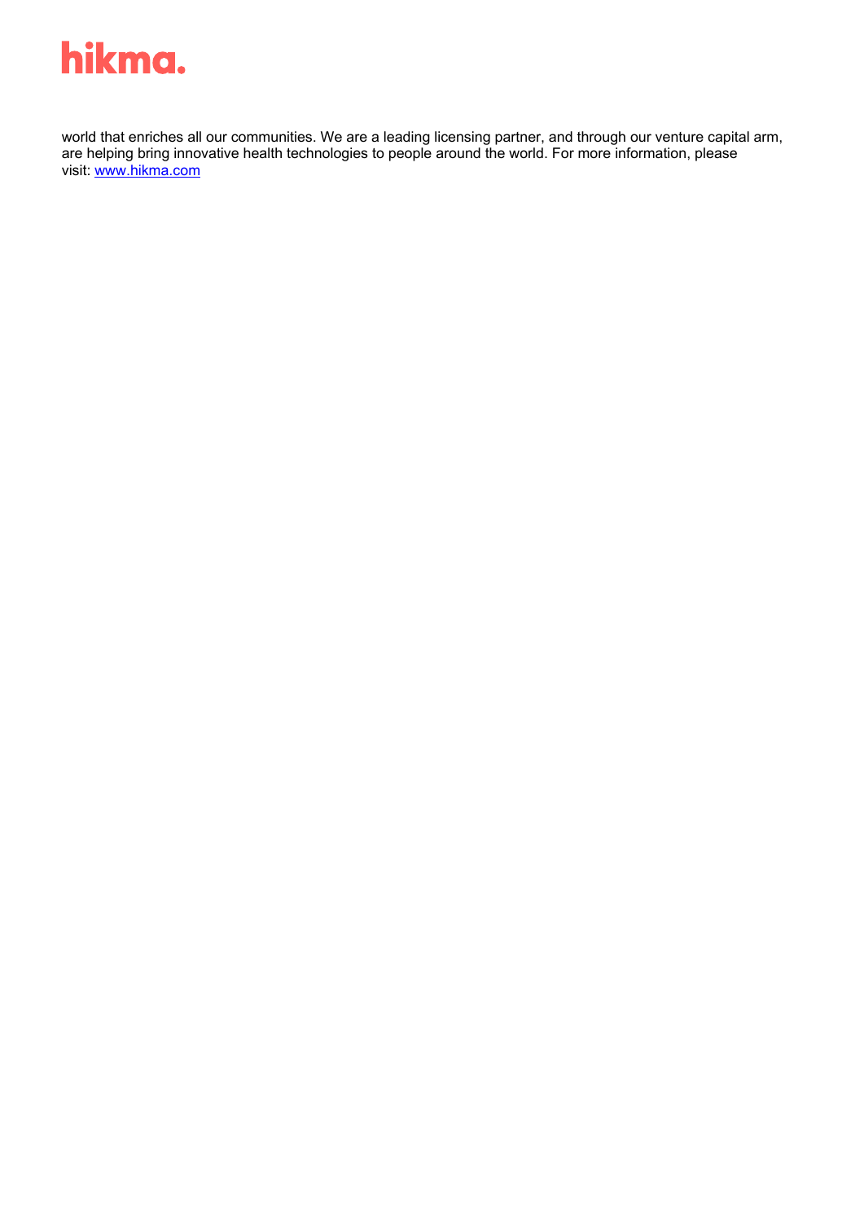world that enriches all our communities. We are a leading licensing partner, and through our venture capital arm, are helping bring innovative health technologies to people around the world. For more information, please visit: [www.hikma.com](www.hikma.com)